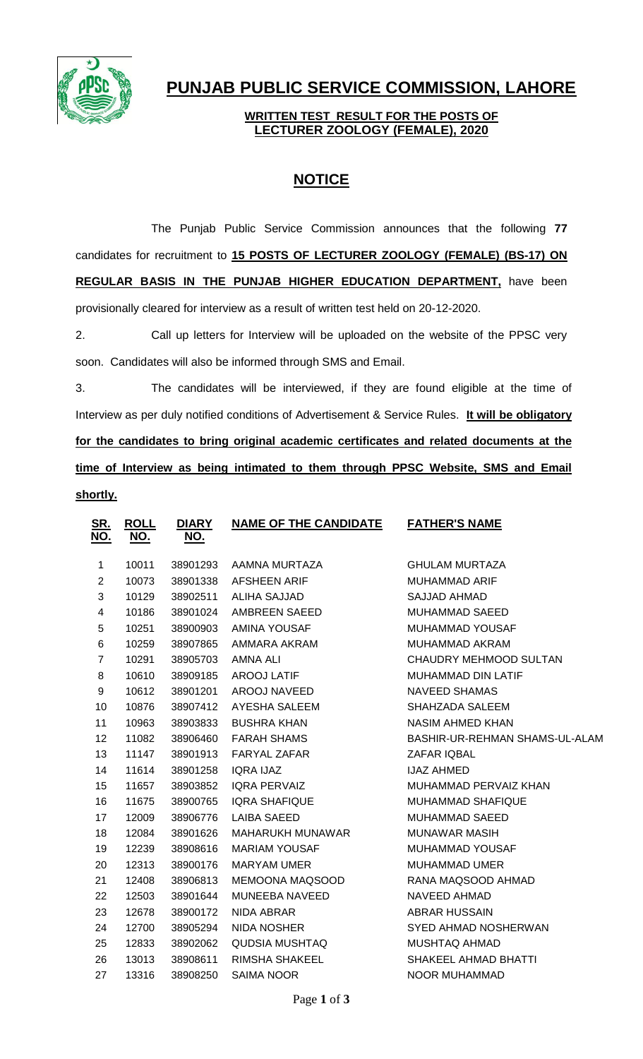# PUNJAB PUBLIC SERVICE COMMISSION, LAHORE

**WRITTEN TEST RESULT FOR THE POSTS OF LECTURER ZOOLOGY (FEMALE), 2020**

## NOTICE

The Punjab Public Service Commission announces that the following **77** candidates for recruitment to **15 POSTS OF LECTURER ZOOLOGY (FEMALE) (BS-17) ON REGULAR BASIS IN THE PUNJAB HIGHER EDUCATION DEPARTMENT,** have been provisionally cleared for interview as a result of written test held on 20-12-2020.

2. Call up letters for Interview will be uploaded on the website of the PPSC very soon. Candidates will also be informed through SMS and Email.

3. The candidates will be interviewed, if they are found eligible at the time of Interview as per duly notified conditions of Advertisement & Service Rules. **It will be obligatory for the candidates to bring original academic certificates and related documents at the time of Interview as being intimated to them through PPSC Website, SMS and Email shortly.**

| SR. NO. | ROLL NO. | DIARY NO. | NAME OF THE CANDIDATE | FATHER'S NAME |
|---|---|---|---|---|
| 1 | 10011 | 38901293 | AAMNA MURTAZA | GHULAM MURTAZA |
| 2 | 10073 | 38901338 | AFSHEEN ARIF | MUHAMMAD ARIF |
| 3 | 10129 | 38902511 | ALIHA SAJJAD | SAJJAD AHMAD |
| 4 | 10186 | 38901024 | AMBREEN SAEED | MUHAMMAD SAEED |
| 5 | 10251 | 38900903 | AMINA YOUSAF | MUHAMMAD YOUSAF |
| 6 | 10259 | 38907865 | AMMARA AKRAM | MUHAMMAD AKRAM |
| 7 | 10291 | 38905703 | AMNA ALI | CHAUDRY MEHMOOD SULTAN |
| 8 | 10610 | 38909185 | AROOJ LATIF | MUHAMMAD DIN LATIF |
| 9 | 10612 | 38901201 | AROOJ NAVEED | NAVEED SHAMAS |
| 10 | 10876 | 38907412 | AYESHA SALEEM | SHAHZADA SALEEM |
| 11 | 10963 | 38903833 | BUSHRA KHAN | NASIM AHMED KHAN |
| 12 | 11082 | 38906460 | FARAH SHAMS | BASHIR-UR-REHMAN SHAMS-UL-ALAM |
| 13 | 11147 | 38901913 | FARYAL ZAFAR | ZAFAR IQBAL |
| 14 | 11614 | 38901258 | IQRA IJAZ | IJAZ AHMED |
| 15 | 11657 | 38903852 | IQRA PERVAIZ | MUHAMMAD PERVAIZ KHAN |
| 16 | 11675 | 38900765 | IQRA SHAFIQUE | MUHAMMAD SHAFIQUE |
| 17 | 12009 | 38906776 | LAIBA SAEED | MUHAMMAD SAEED |
| 18 | 12084 | 38901626 | MAHARUKH MUNAWAR | MUNAWAR MASIH |
| 19 | 12239 | 38908616 | MARIAM YOUSAF | MUHAMMAD YOUSAF |
| 20 | 12313 | 38900176 | MARYAM UMER | MUHAMMAD UMER |
| 21 | 12408 | 38906813 | MEMOONA MAQSOOD | RANA MAQSOOD AHMAD |
| 22 | 12503 | 38901644 | MUNEEBA NAVEED | NAVEED AHMAD |
| 23 | 12678 | 38900172 | NIDA ABRAR | ABRAR HUSSAIN |
| 24 | 12700 | 38905294 | NIDA NOSHER | SYED AHMAD NOSHERWAN |
| 25 | 12833 | 38902062 | QUDSIA MUSHTAQ | MUSHTAQ AHMAD |
| 26 | 13013 | 38908611 | RIMSHA SHAKEEL | SHAKEEL AHMAD BHATTI |
| 27 | 13316 | 38908250 | SAIMA NOOR | NOOR MUHAMMAD |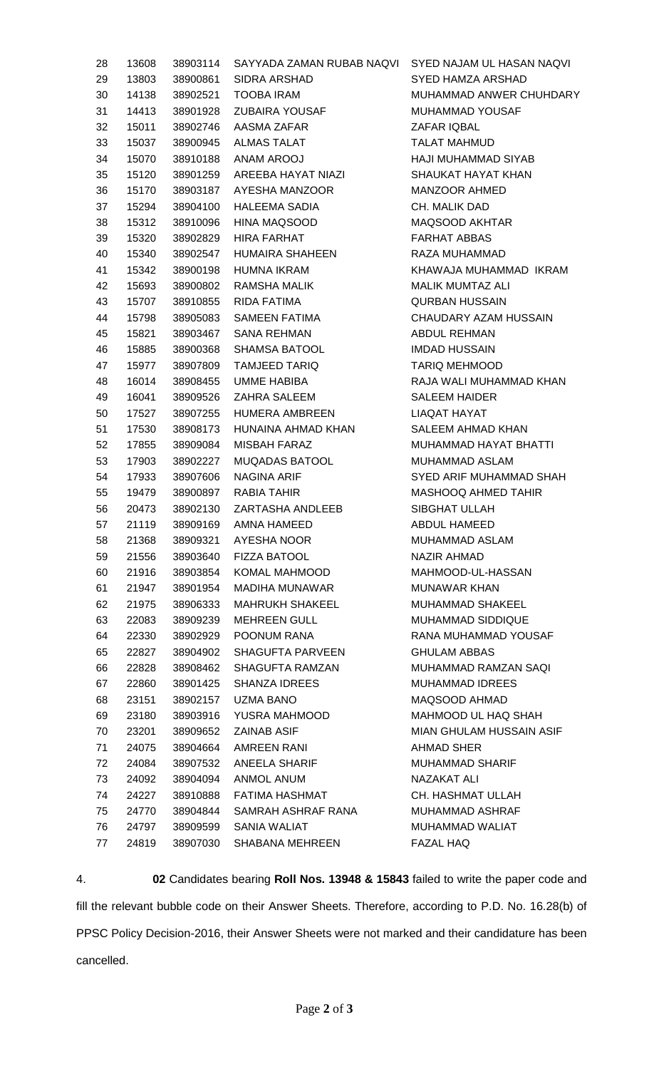| | | | | |
|---|---|---|---|---|
| 28 | 13608 | 38903114 | SAYYADA ZAMAN RUBAB NAQVI | SYED NAJAM UL HASAN NAQVI |
| 29 | 13803 | 38900861 | SIDRA ARSHAD | SYED HAMZA ARSHAD |
| 30 | 14138 | 38902521 | TOOBA IRAM | MUHAMMAD ANWER CHUHDARY |
| 31 | 14413 | 38901928 | ZUBAIRA YOUSAF | MUHAMMAD YOUSAF |
| 32 | 15011 | 38902746 | AASMA ZAFAR | ZAFAR IQBAL |
| 33 | 15037 | 38900945 | ALMAS TALAT | TALAT MAHMUD |
| 34 | 15070 | 38910188 | ANAM AROOJ | HAJI MUHAMMAD SIYAB |
| 35 | 15120 | 38901259 | AREEBA HAYAT NIAZI | SHAUKAT HAYAT KHAN |
| 36 | 15170 | 38903187 | AYESHA MANZOOR | MANZOOR AHMED |
| 37 | 15294 | 38904100 | HALEEMA SADIA | CH. MALIK DAD |
| 38 | 15312 | 38910096 | HINA MAQSOOD | MAQSOOD AKHTAR |
| 39 | 15320 | 38902829 | HIRA FARHAT | FARHAT ABBAS |
| 40 | 15340 | 38902547 | HUMAIRA SHAHEEN | RAZA MUHAMMAD |
| 41 | 15342 | 38900198 | HUMNA IKRAM | KHAWAJA MUHAMMAD IKRAM |
| 42 | 15693 | 38900802 | RAMSHA MALIK | MALIK MUMTAZ ALI |
| 43 | 15707 | 38910855 | RIDA FATIMA | QURBAN HUSSAIN |
| 44 | 15798 | 38905083 | SAMEEN FATIMA | CHAUDARY AZAM HUSSAIN |
| 45 | 15821 | 38903467 | SANA REHMAN | ABDUL REHMAN |
| 46 | 15885 | 38900368 | SHAMSA BATOOL | IMDAD HUSSAIN |
| 47 | 15977 | 38907809 | TAMJEED TARIQ | TARIQ MEHMOOD |
| 48 | 16014 | 38908455 | UMME HABIBA | RAJA WALI MUHAMMAD KHAN |
| 49 | 16041 | 38909526 | ZAHRA SALEEM | SALEEM HAIDER |
| 50 | 17527 | 38907255 | HUMERA AMBREEN | LIAQAT HAYAT |
| 51 | 17530 | 38908173 | HUNAINA AHMAD KHAN | SALEEM AHMAD KHAN |
| 52 | 17855 | 38909084 | MISBAH FARAZ | MUHAMMAD HAYAT BHATTI |
| 53 | 17903 | 38902227 | MUQADAS BATOOL | MUHAMMAD ASLAM |
| 54 | 17933 | 38907606 | NAGINA ARIF | SYED ARIF MUHAMMAD SHAH |
| 55 | 19479 | 38900897 | RABIA TAHIR | MASHOOQ AHMED TAHIR |
| 56 | 20473 | 38902130 | ZARTASHA ANDLEEB | SIBGHAT ULLAH |
| 57 | 21119 | 38909169 | AMNA HAMEED | ABDUL HAMEED |
| 58 | 21368 | 38909321 | AYESHA NOOR | MUHAMMAD ASLAM |
| 59 | 21556 | 38903640 | FIZZA BATOOL | NAZIR AHMAD |
| 60 | 21916 | 38903854 | KOMAL MAHMOOD | MAHMOOD-UL-HASSAN |
| 61 | 21947 | 38901954 | MADIHA MUNAWAR | MUNAWAR KHAN |
| 62 | 21975 | 38906333 | MAHRUKH SHAKEEL | MUHAMMAD SHAKEEL |
| 63 | 22083 | 38909239 | MEHREEN GULL | MUHAMMAD SIDDIQUE |
| 64 | 22330 | 38902929 | POONUM RANA | RANA MUHAMMAD YOUSAF |
| 65 | 22827 | 38904902 | SHAGUFTA PARVEEN | GHULAM ABBAS |
| 66 | 22828 | 38908462 | SHAGUFTA RAMZAN | MUHAMMAD RAMZAN SAQI |
| 67 | 22860 | 38901425 | SHANZA IDREES | MUHAMMAD IDREES |
| 68 | 23151 | 38902157 | UZMA BANO | MAQSOOD AHMAD |
| 69 | 23180 | 38903916 | YUSRA MAHMOOD | MAHMOOD UL HAQ SHAH |
| 70 | 23201 | 38909652 | ZAINAB ASIF | MIAN GHULAM HUSSAIN ASIF |
| 71 | 24075 | 38904664 | AMREEN RANI | AHMAD SHER |
| 72 | 24084 | 38907532 | ANEELA SHARIF | MUHAMMAD SHARIF |
| 73 | 24092 | 38904094 | ANMOL ANUM | NAZAKAT ALI |
| 74 | 24227 | 38910888 | FATIMA HASHMAT | CH. HASHMAT ULLAH |
| 75 | 24770 | 38904844 | SAMRAH ASHRAF RANA | MUHAMMAD ASHRAF |
| 76 | 24797 | 38909599 | SANIA WALIAT | MUHAMMAD WALIAT |
| 77 | 24819 | 38907030 | SHABANA MEHREEN | FAZAL HAQ |

4. **02** Candidates bearing **Roll Nos. 13948 & 15843** failed to write the paper code and fill the relevant bubble code on their Answer Sheets. Therefore, according to P.D. No. 16.28(b) of PPSC Policy Decision-2016, their Answer Sheets were not marked and their candidature has been cancelled.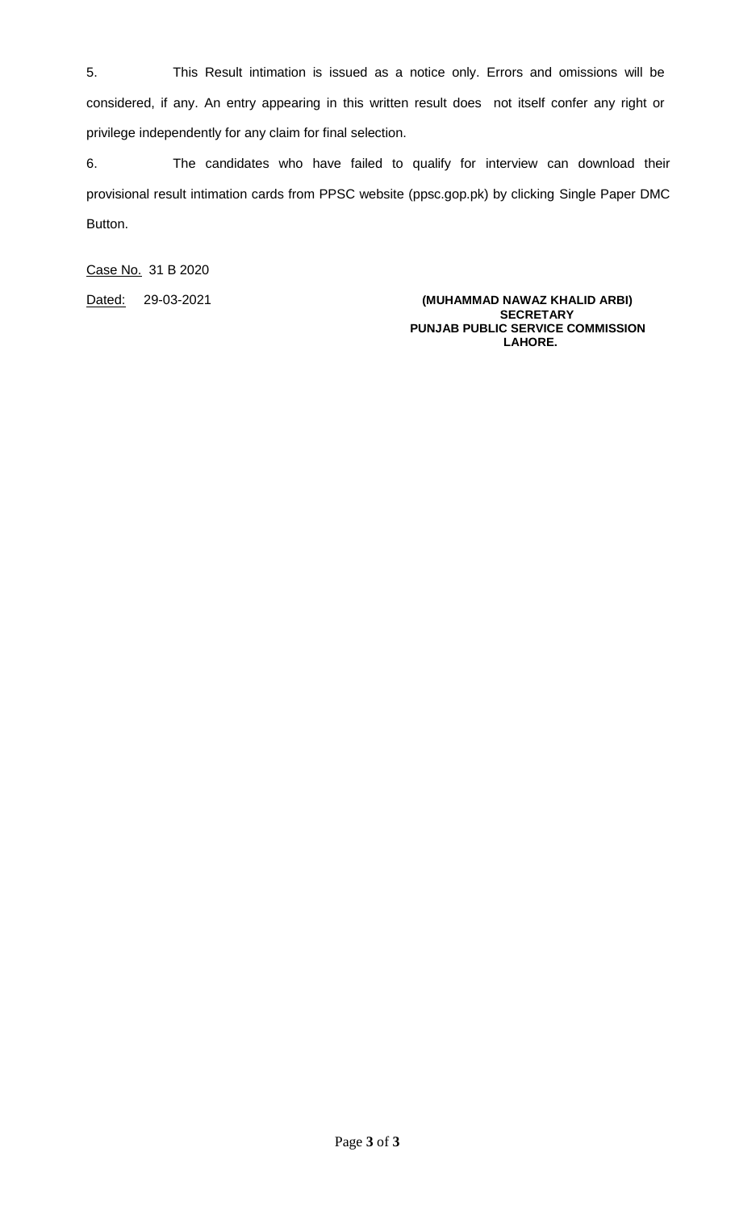5. This Result intimation is issued as a notice only. Errors and omissions will be considered, if any. An entry appearing in this written result does not itself confer any right or privilege independently for any claim for final selection.

6. The candidates who have failed to qualify for interview can download their provisional result intimation cards from PPSC website (ppsc.gop.pk) by clicking Single Paper DMC Button.

Case No. 31 B 2020

Dated: 29-03-2021

**(MUHAMMAD NAWAZ KHALID ARBI)**
**SECRETARY**
**PUNJAB PUBLIC SERVICE COMMISSION**
**LAHORE.**